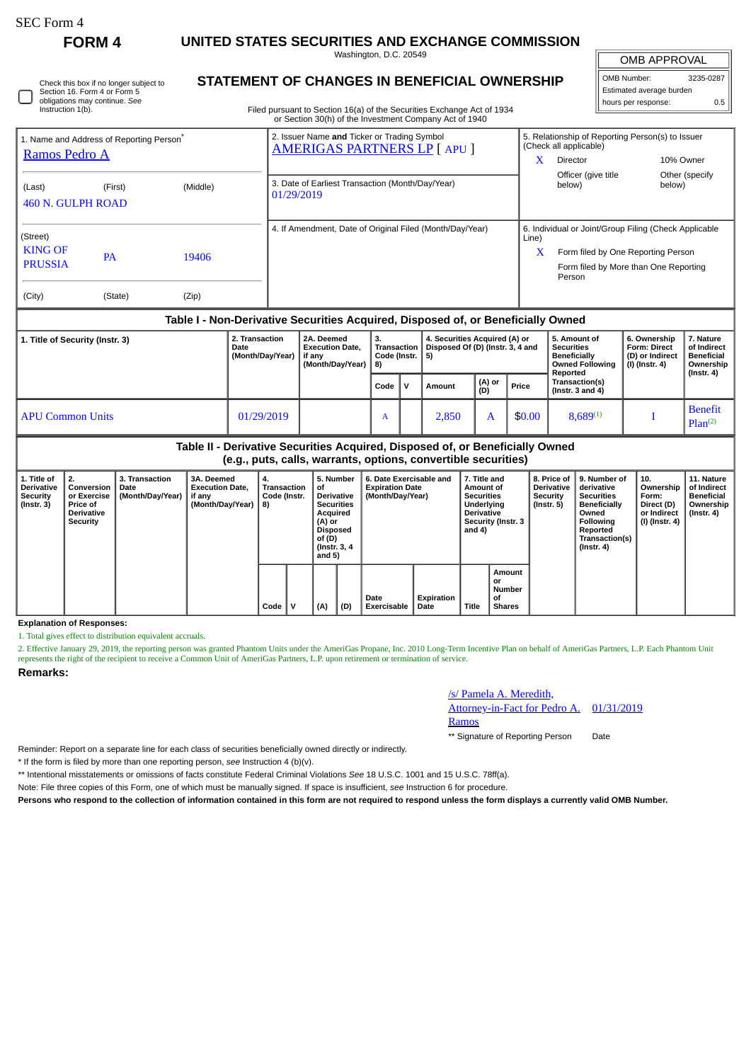SEC Form 4

# FORM 4

## UNITED STATES SECURITIES AND EXCHANGE COMMISSION

Washington, D.C. 20549

## STATEMENT OF CHANGES IN BENEFICIAL OWNERSHIP

Filed pursuant to Section 16(a) of the Securities Exchange Act of 1934 or Section 30(h) of the Investment Company Act of 1940

| OMB APPROVAL | |
|---|---|
| OMB Number: | 3235-0287 |
| Estimated average burden | |
| hours per response: | 0.5 |

☐ Check this box if no longer subject to Section 16. Form 4 or Form 5 obligations may continue. *See* Instruction 1(b).

1. Name and Address of Reporting Person*
Ramos Pedro A

(Last) (First) (Middle)
460 N. GULPH ROAD

(Street)
KING OF PRUSSIA PA 19406

(City) (State) (Zip)

2. Issuer Name **and** Ticker or Trading Symbol
AMERIGAS PARTNERS LP [ APU ]

3. Date of Earliest Transaction (Month/Day/Year)
01/29/2019

4. If Amendment, Date of Original Filed (Month/Day/Year)

5. Relationship of Reporting Person(s) to Issuer (Check all applicable)
X Director
10% Owner
Officer (give title below)
Other (specify below)

6. Individual or Joint/Group Filing (Check Applicable Line)
X Form filed by One Reporting Person
Form filed by More than One Reporting Person

### Table I - Non-Derivative Securities Acquired, Disposed of, or Beneficially Owned

| 1. Title of Security (Instr. 3) | 2. Transaction Date (Month/Day/Year) | 2A. Deemed Execution Date, if any (Month/Day/Year) | 3. Transaction Code (Instr. 8) | | 4. Securities Acquired (A) or Disposed Of (D) (Instr. 3, 4 and 5) | | | 5. Amount of Securities Beneficially Owned Following Reported Transaction(s) (Instr. 3 and 4) | 6. Ownership Form: Direct (D) or Indirect (I) (Instr. 4) | 7. Nature of Indirect Beneficial Ownership (Instr. 4) |
|---|---|---|---|---|---|---|---|---|---|---|
| | | | Code | V | Amount | (A) or (D) | Price | | | |
| APU Common Units | 01/29/2019 | | A | | 2,850 | A | $0.00 | 8,689[1] | I | Benefit Plan[2] |

### Table II - Derivative Securities Acquired, Disposed of, or Beneficially Owned (e.g., puts, calls, warrants, options, convertible securities)

| 1. Title of Derivative Security (Instr. 3) | 2. Conversion or Exercise Price of Derivative Security | 3. Transaction Date (Month/Day/Year) | 3A. Deemed Execution Date, if any (Month/Day/Year) | 4. Transaction Code (Instr. 8) | | 5. Number of Derivative Securities Acquired (A) or Disposed of (D) (Instr. 3, 4 and 5) | | 6. Date Exercisable and Expiration Date (Month/Day/Year) | | 7. Title and Amount of Securities Underlying Derivative Security (Instr. 3 and 4) | | 8. Price of Derivative Security (Instr. 5) | 9. Number of derivative Securities Beneficially Owned Following Reported Transaction(s) (Instr. 4) | 10. Ownership Form: Direct (D) or Indirect (I) (Instr. 4) | 11. Nature of Indirect Beneficial Ownership (Instr. 4) |
|---|---|---|---|---|---|---|---|---|---|---|---|---|---|---|---|
| | | | | Code | V | (A) | (D) | Date Exercisable | Expiration Date | Title | Amount or Number of Shares | | | | |

**Explanation of Responses:**

1. Total gives effect to distribution equivalent accruals.

2. Effective January 29, 2019, the reporting person was granted Phantom Units under the AmeriGas Propane, Inc. 2010 Long-Term Incentive Plan on behalf of AmeriGas Partners, L.P. Each Phantom Unit represents the right of the recipient to receive a Common Unit of AmeriGas Partners, L.P. upon retirement or termination of service.

**Remarks:**

/s/ Pamela A. Meredith, Attorney-in-Fact for Pedro A. Ramos 01/31/2019

** Signature of Reporting Person Date

Reminder: Report on a separate line for each class of securities beneficially owned directly or indirectly.

\* If the form is filed by more than one reporting person, *see* Instruction 4 (b)(v).

** Intentional misstatements or omissions of facts constitute Federal Criminal Violations *See* 18 U.S.C. 1001 and 15 U.S.C. 78ff(a).

Note: File three copies of this Form, one of which must be manually signed. If space is insufficient, *see* Instruction 6 for procedure.

**Persons who respond to the collection of information contained in this form are not required to respond unless the form displays a currently valid OMB Number.**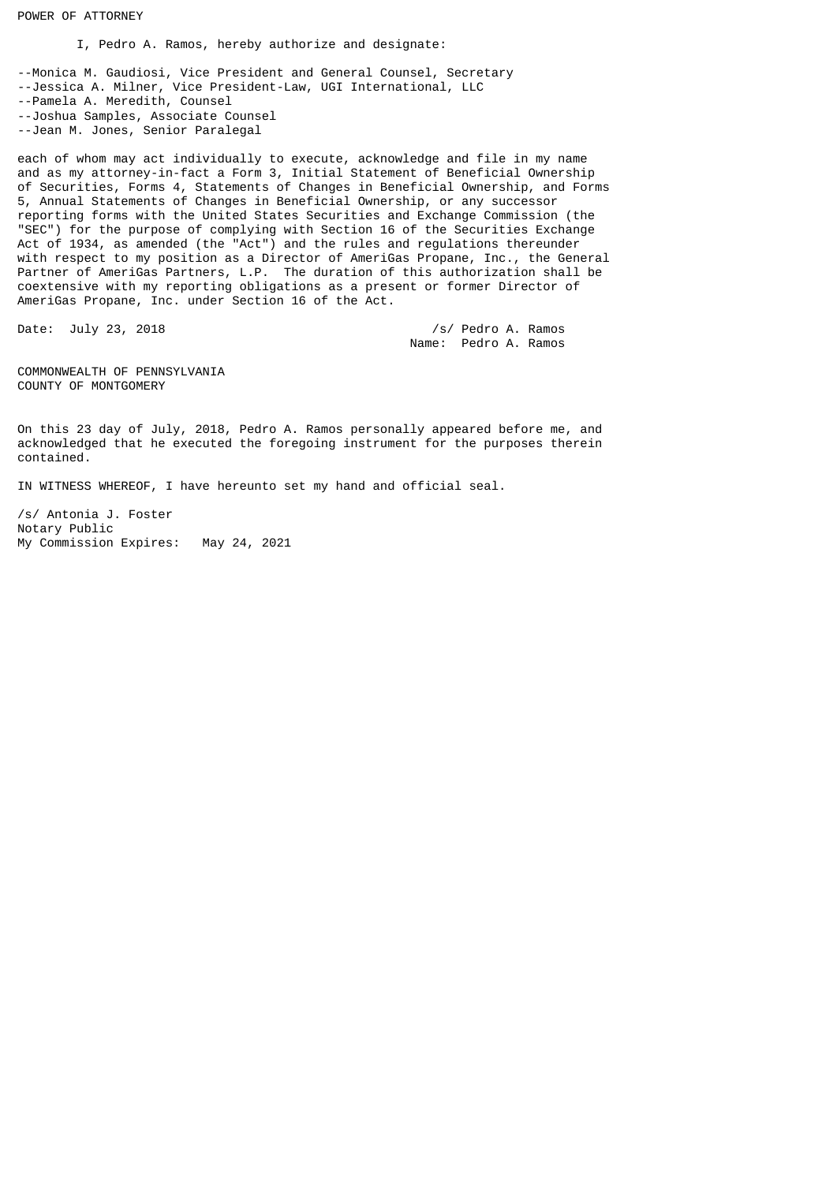# POWER OF ATTORNEY

I, Pedro A. Ramos, hereby authorize and designate:

--Monica M. Gaudiosi, Vice President and General Counsel, Secretary
--Jessica A. Milner, Vice President-Law, UGI International, LLC
--Pamela A. Meredith, Counsel
--Joshua Samples, Associate Counsel
--Jean M. Jones, Senior Paralegal

each of whom may act individually to execute, acknowledge and file in my name and as my attorney-in-fact a Form 3, Initial Statement of Beneficial Ownership of Securities, Forms 4, Statements of Changes in Beneficial Ownership, and Forms 5, Annual Statements of Changes in Beneficial Ownership, or any successor reporting forms with the United States Securities and Exchange Commission (the "SEC") for the purpose of complying with Section 16 of the Securities Exchange Act of 1934, as amended (the "Act") and the rules and regulations thereunder with respect to my position as a Director of AmeriGas Propane, Inc., the General Partner of AmeriGas Partners, L.P. The duration of this authorization shall be coextensive with my reporting obligations as a present or former Director of AmeriGas Propane, Inc. under Section 16 of the Act.

Date: July 23, 2018

/s/ Pedro A. Ramos
Name: Pedro A. Ramos

COMMONWEALTH OF PENNSYLVANIA
COUNTY OF MONTGOMERY

On this 23 day of July, 2018, Pedro A. Ramos personally appeared before me, and acknowledged that he executed the foregoing instrument for the purposes therein contained.

IN WITNESS WHEREOF, I have hereunto set my hand and official seal.

/s/ Antonia J. Foster
Notary Public
My Commission Expires: May 24, 2021